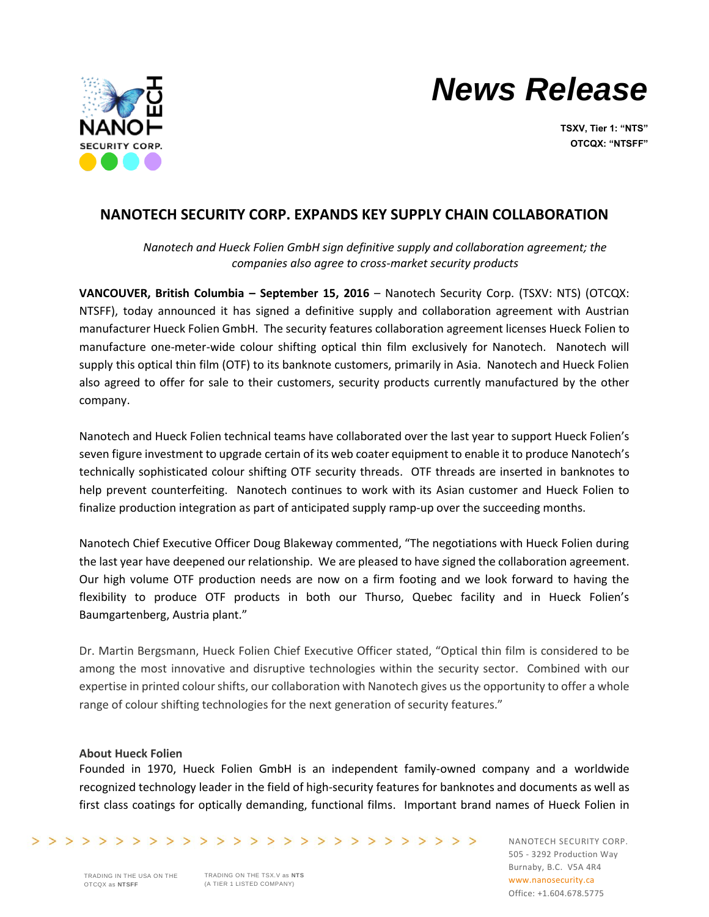# News Release

**TSXV, Tier 1: "NTS"**
**OTCQX: "NTSFF"**

## NANOTECH SECURITY CORP. EXPANDS KEY SUPPLY CHAIN COLLABORATION

*Nanotech and Hueck Folien GmbH sign definitive supply and collaboration agreement; the companies also agree to cross-market security products*

**VANCOUVER, British Columbia – September 15, 2016** – Nanotech Security Corp. (TSXV: NTS) (OTCQX: NTSFF), today announced it has signed a definitive supply and collaboration agreement with Austrian manufacturer Hueck Folien GmbH. The security features collaboration agreement licenses Hueck Folien to manufacture one-meter-wide colour shifting optical thin film exclusively for Nanotech. Nanotech will supply this optical thin film (OTF) to its banknote customers, primarily in Asia. Nanotech and Hueck Folien also agreed to offer for sale to their customers, security products currently manufactured by the other company.

Nanotech and Hueck Folien technical teams have collaborated over the last year to support Hueck Folien's seven figure investment to upgrade certain of its web coater equipment to enable it to produce Nanotech's technically sophisticated colour shifting OTF security threads. OTF threads are inserted in banknotes to help prevent counterfeiting. Nanotech continues to work with its Asian customer and Hueck Folien to finalize production integration as part of anticipated supply ramp-up over the succeeding months.

Nanotech Chief Executive Officer Doug Blakeway commented, "The negotiations with Hueck Folien during the last year have deepened our relationship. We are pleased to have signed the collaboration agreement. Our high volume OTF production needs are now on a firm footing and we look forward to having the flexibility to produce OTF products in both our Thurso, Quebec facility and in Hueck Folien's Baumgartenberg, Austria plant."

Dr. Martin Bergsmann, Hueck Folien Chief Executive Officer stated, "Optical thin film is considered to be among the most innovative and disruptive technologies within the security sector. Combined with our expertise in printed colour shifts, our collaboration with Nanotech gives us the opportunity to offer a whole range of colour shifting technologies for the next generation of security features."

**About Hueck Folien**

Founded in 1970, Hueck Folien GmbH is an independent family-owned company and a worldwide recognized technology leader in the field of high-security features for banknotes and documents as well as first class coatings for optically demanding, functional films. Important brand names of Hueck Folien in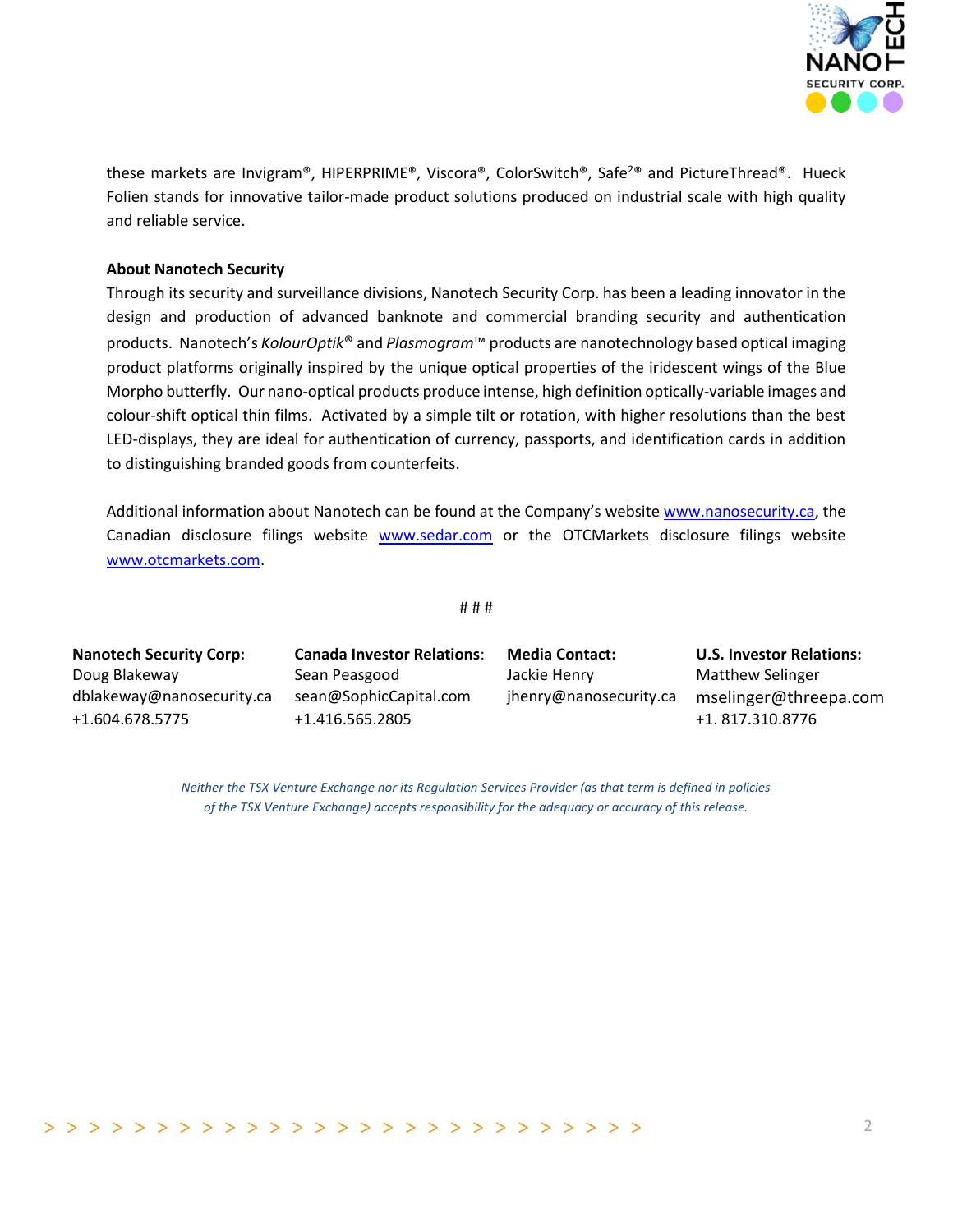these markets are Invigram®, HIPERPRIME®, Viscora®, ColorSwitch®, Safe²® and PictureThread®. Hueck Folien stands for innovative tailor-made product solutions produced on industrial scale with high quality and reliable service.

**About Nanotech Security**

Through its security and surveillance divisions, Nanotech Security Corp. has been a leading innovator in the design and production of advanced banknote and commercial branding security and authentication products. Nanotech's *KolourOptik*® and *Plasmogram*™ products are nanotechnology based optical imaging product platforms originally inspired by the unique optical properties of the iridescent wings of the Blue Morpho butterfly. Our nano-optical products produce intense, high definition optically-variable images and colour-shift optical thin films. Activated by a simple tilt or rotation, with higher resolutions than the best LED-displays, they are ideal for authentication of currency, passports, and identification cards in addition to distinguishing branded goods from counterfeits.

Additional information about Nanotech can be found at the Company's website www.nanosecurity.ca, the Canadian disclosure filings website www.sedar.com or the OTCMarkets disclosure filings website www.otcmarkets.com.

# # #

| **Nanotech Security Corp:** | **Canada Investor Relations**: | **Media Contact:** | **U.S. Investor Relations:** |
|---|---|---|---|
| Doug Blakeway | Sean Peasgood | Jackie Henry | Matthew Selinger |
| dblakeway@nanosecurity.ca | sean@SophicCapital.com | jhenry@nanosecurity.ca | mselinger@threepa.com |
| +1.604.678.5775 | +1.416.565.2805 | | +1. 817.310.8776 |

*Neither the TSX Venture Exchange nor its Regulation Services Provider (as that term is defined in policies of the TSX Venture Exchange) accepts responsibility for the adequacy or accuracy of this release.*